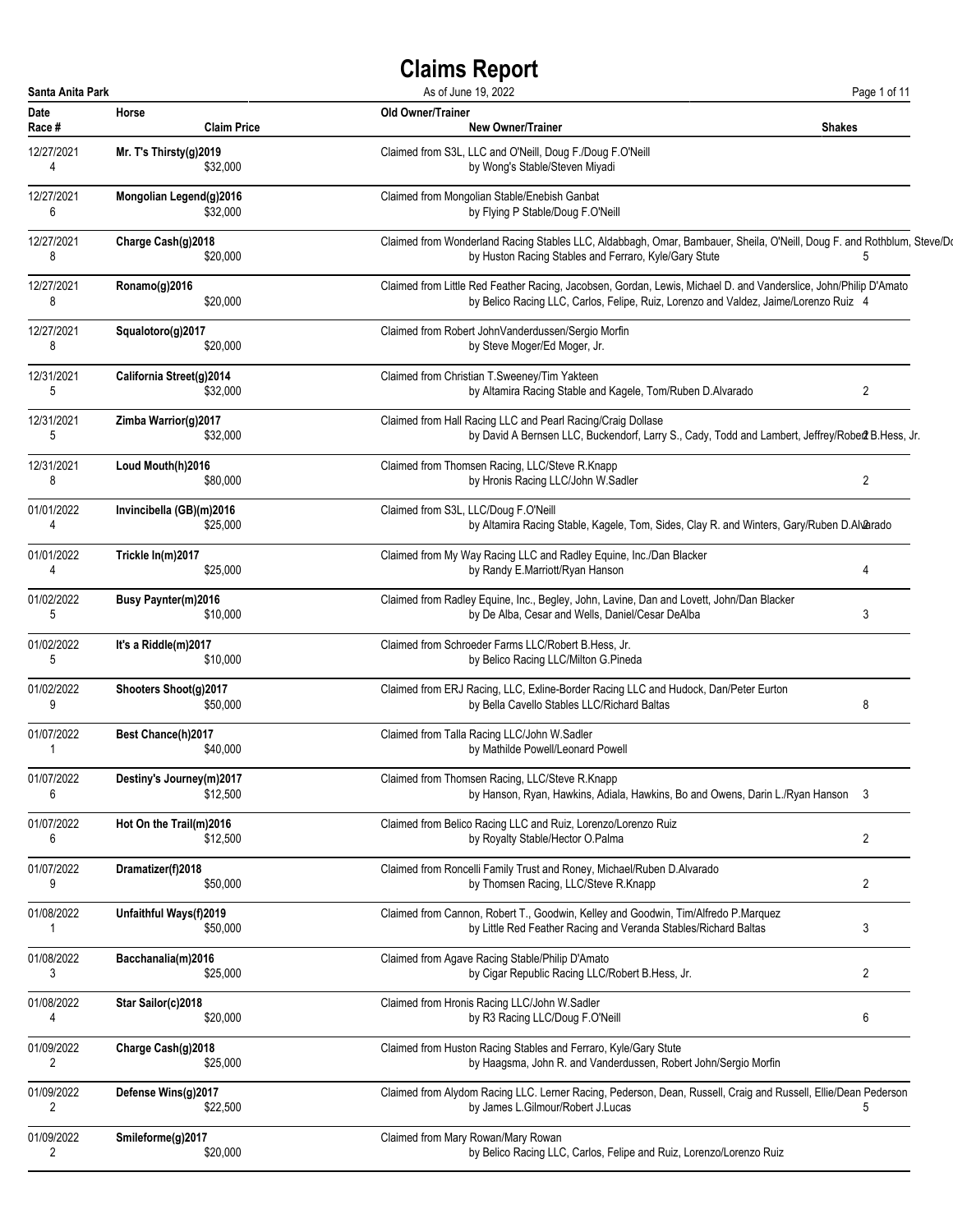# Claims Report

**Santa Anita Park** — As of June 19, 2022

| Date / Race # | Horse / Claim Price | Old Owner/Trainer / New Owner/Trainer | Shakes |
|---|---|---|---|
| 12/27/2021 / 4 | **Mr. T's Thirsty(g)2019** / $32,000 | Claimed from S3L, LLC and O'Neill, Doug F./Doug F.O'Neill / by Wong's Stable/Steven Miyadi | |
| 12/27/2021 / 6 | **Mongolian Legend(g)2016** / $32,000 | Claimed from Mongolian Stable/Enebish Ganbat / by Flying P Stable/Doug F.O'Neill | |
| 12/27/2021 / 8 | **Charge Cash(g)2018** / $20,000 | Claimed from Wonderland Racing Stables LLC, Aldabbagh, Omar, Bambauer, Sheila, O'Neill, Doug F. and Rothblum, Steve/Do / by Huston Racing Stables and Ferraro, Kyle/Gary Stute | 5 |
| 12/27/2021 / 8 | **Ronamo(g)2016** / $20,000 | Claimed from Little Red Feather Racing, Jacobsen, Gordan, Lewis, Michael D. and Vanderslice, John/Philip D'Amato / by Belico Racing LLC, Carlos, Felipe, Ruiz, Lorenzo and Valdez, Jaime/Lorenzo Ruiz | 4 |
| 12/27/2021 / 8 | **Squalotoro(g)2017** / $20,000 | Claimed from Robert JohnVanderdussen/Sergio Morfin / by Steve Moger/Ed Moger, Jr. | |
| 12/31/2021 / 5 | **California Street(g)2014** / $32,000 | Claimed from Christian T.Sweeney/Tim Yakteen / by Altamira Racing Stable and Kagele, Tom/Ruben D.Alvarado | 2 |
| 12/31/2021 / 5 | **Zimba Warrior(g)2017** / $32,000 | Claimed from Hall Racing LLC and Pearl Racing/Craig Dollase / by David A Bernsen LLC, Buckendorf, Larry S., Cady, Todd and Lambert, Jeffrey/Robert B.Hess, Jr. | 2 |
| 12/31/2021 / 8 | **Loud Mouth(h)2016** / $80,000 | Claimed from Thomsen Racing, LLC/Steve R.Knapp / by Hronis Racing LLC/John W.Sadler | 2 |
| 01/01/2022 / 4 | **Invincibella (GB)(m)2016** / $25,000 | Claimed from S3L, LLC/Doug F.O'Neill / by Altamira Racing Stable, Kagele, Tom, Sides, Clay R. and Winters, Gary/Ruben D.Alvarado | 2 |
| 01/01/2022 / 4 | **Trickle In(m)2017** / $25,000 | Claimed from My Way Racing LLC and Radley Equine, Inc./Dan Blacker / by Randy E.Marriott/Ryan Hanson | 4 |
| 01/02/2022 / 5 | **Busy Paynter(m)2016** / $10,000 | Claimed from Radley Equine, Inc., Begley, John, Lavine, Dan and Lovett, John/Dan Blacker / by De Alba, Cesar and Wells, Daniel/Cesar DeAlba | 3 |
| 01/02/2022 / 5 | **It's a Riddle(m)2017** / $10,000 | Claimed from Schroeder Farms LLC/Robert B.Hess, Jr. / by Belico Racing LLC/Milton G.Pineda | |
| 01/02/2022 / 9 | **Shooters Shoot(g)2017** / $50,000 | Claimed from ERJ Racing, LLC, Exline-Border Racing LLC and Hudock, Dan/Peter Eurton / by Bella Cavello Stables LLC/Richard Baltas | 8 |
| 01/07/2022 / 1 | **Best Chance(h)2017** / $40,000 | Claimed from Talla Racing LLC/John W.Sadler / by Mathilde Powell/Leonard Powell | |
| 01/07/2022 / 6 | **Destiny's Journey(m)2017** / $12,500 | Claimed from Thomsen Racing, LLC/Steve R.Knapp / by Hanson, Ryan, Hawkins, Adiala, Hawkins, Bo and Owens, Darin L./Ryan Hanson | 3 |
| 01/07/2022 / 6 | **Hot On the Trail(m)2016** / $12,500 | Claimed from Belico Racing LLC and Ruiz, Lorenzo/Lorenzo Ruiz / by Royalty Stable/Hector O.Palma | 2 |
| 01/07/2022 / 9 | **Dramatizer(f)2018** / $50,000 | Claimed from Roncelli Family Trust and Roney, Michael/Ruben D.Alvarado / by Thomsen Racing, LLC/Steve R.Knapp | 2 |
| 01/08/2022 / 1 | **Unfaithful Ways(f)2019** / $50,000 | Claimed from Cannon, Robert T., Goodwin, Kelley and Goodwin, Tim/Alfredo P.Marquez / by Little Red Feather Racing and Veranda Stables/Richard Baltas | 3 |
| 01/08/2022 / 3 | **Bacchanalia(m)2016** / $25,000 | Claimed from Agave Racing Stable/Philip D'Amato / by Cigar Republic Racing LLC/Robert B.Hess, Jr. | 2 |
| 01/08/2022 / 4 | **Star Sailor(c)2018** / $20,000 | Claimed from Hronis Racing LLC/John W.Sadler / by R3 Racing LLC/Doug F.O'Neill | 6 |
| 01/09/2022 / 2 | **Charge Cash(g)2018** / $25,000 | Claimed from Huston Racing Stables and Ferraro, Kyle/Gary Stute / by Haagsma, John R. and Vanderdussen, Robert John/Sergio Morfin | |
| 01/09/2022 / 2 | **Defense Wins(g)2017** / $22,500 | Claimed from Alydom Racing LLC. Lerner Racing, Pederson, Dean, Russell, Craig and Russell, Ellie/Dean Pederson / by James L.Gilmour/Robert J.Lucas | 5 |
| 01/09/2022 / 2 | **Smileforme(g)2017** / $20,000 | Claimed from Mary Rowan/Mary Rowan / by Belico Racing LLC, Carlos, Felipe and Ruiz, Lorenzo/Lorenzo Ruiz | |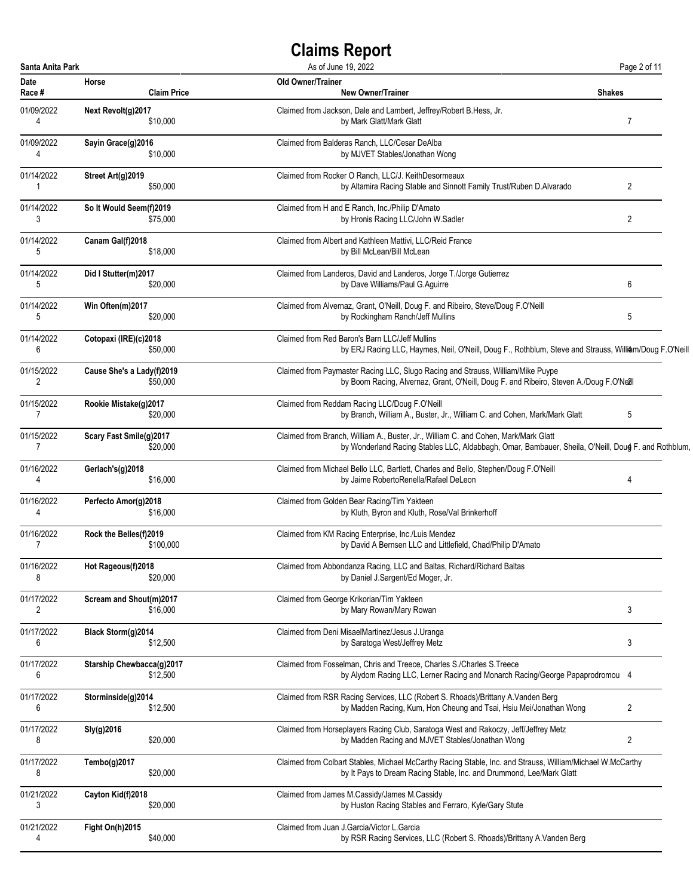# Claims Report

**Santa Anita Park** — As of June 19, 2022

| Date / Race # | Horse / Claim Price | Old Owner/Trainer / New Owner/Trainer | Shakes |
|---|---|---|---|
| 01/09/2022<br>4 | **Next Revolt(g)2017**<br>$10,000 | Claimed from Jackson, Dale and Lambert, Jeffrey/Robert B.Hess, Jr.<br>by Mark Glatt/Mark Glatt | 7 |
| 01/09/2022<br>4 | **Sayin Grace(g)2016**<br>$10,000 | Claimed from Balderas Ranch, LLC/Cesar DeAlba<br>by MJVET Stables/Jonathan Wong | |
| 01/14/2022<br>1 | **Street Art(g)2019**<br>$50,000 | Claimed from Rocker O Ranch, LLC/J. KeithDesormeaux<br>by Altamira Racing Stable and Sinnott Family Trust/Ruben D.Alvarado | 2 |
| 01/14/2022<br>3 | **So It Would Seem(f)2019**<br>$75,000 | Claimed from H and E Ranch, Inc./Philip D'Amato<br>by Hronis Racing LLC/John W.Sadler | 2 |
| 01/14/2022<br>5 | **Canam Gal(f)2018**<br>$18,000 | Claimed from Albert and Kathleen Mattivi, LLC/Reid France<br>by Bill McLean/Bill McLean | |
| 01/14/2022<br>5 | **Did I Stutter(m)2017**<br>$20,000 | Claimed from Landeros, David and Landeros, Jorge T./Jorge Gutierrez<br>by Dave Williams/Paul G.Aguirre | 6 |
| 01/14/2022<br>5 | **Win Often(m)2017**<br>$20,000 | Claimed from Alvernaz, Grant, O'Neill, Doug F. and Ribeiro, Steve/Doug F.O'Neill<br>by Rockingham Ranch/Jeff Mullins | 5 |
| 01/14/2022<br>6 | **Cotopaxi (IRE)(c)2018**<br>$50,000 | Claimed from Red Baron's Barn LLC/Jeff Mullins<br>by ERJ Racing LLC, Haymes, Neil, O'Neill, Doug F., Rothblum, Steve and Strauss, William/Doug F.O'Neill | 4 |
| 01/15/2022<br>2 | **Cause She's a Lady(f)2019**<br>$50,000 | Claimed from Paymaster Racing LLC, Slugo Racing and Strauss, William/Mike Puype<br>by Boom Racing, Alvernaz, Grant, O'Neill, Doug F. and Ribeiro, Steven A./Doug F.O'Neill | 2 |
| 01/15/2022<br>7 | **Rookie Mistake(g)2017**<br>$20,000 | Claimed from Reddam Racing LLC/Doug F.O'Neill<br>by Branch, William A., Buster, Jr., William C. and Cohen, Mark/Mark Glatt | 5 |
| 01/15/2022<br>7 | **Scary Fast Smile(g)2017**<br>$20,000 | Claimed from Branch, William A., Buster, Jr., William C. and Cohen, Mark/Mark Glatt<br>by Wonderland Racing Stables LLC, Aldabbagh, Omar, Bambauer, Sheila, O'Neill, Doug F. and Rothblum, | 4 |
| 01/16/2022<br>4 | **Gerlach's(g)2018**<br>$16,000 | Claimed from Michael Bello LLC, Bartlett, Charles and Bello, Stephen/Doug F.O'Neill<br>by Jaime RobertoRenella/Rafael DeLeon | 4 |
| 01/16/2022<br>4 | **Perfecto Amor(g)2018**<br>$16,000 | Claimed from Golden Bear Racing/Tim Yakteen<br>by Kluth, Byron and Kluth, Rose/Val Brinkerhoff | |
| 01/16/2022<br>7 | **Rock the Belles(f)2019**<br>$100,000 | Claimed from KM Racing Enterprise, Inc./Luis Mendez<br>by David A Bernsen LLC and Littlefield, Chad/Philip D'Amato | |
| 01/16/2022<br>8 | **Hot Rageous(f)2018**<br>$20,000 | Claimed from Abbondanza Racing, LLC and Baltas, Richard/Richard Baltas<br>by Daniel J.Sargent/Ed Moger, Jr. | |
| 01/17/2022<br>2 | **Scream and Shout(m)2017**<br>$16,000 | Claimed from George Krikorian/Tim Yakteen<br>by Mary Rowan/Mary Rowan | 3 |
| 01/17/2022<br>6 | **Black Storm(g)2014**<br>$12,500 | Claimed from Deni MisaelMartinez/Jesus J.Uranga<br>by Saratoga West/Jeffrey Metz | 3 |
| 01/17/2022<br>6 | **Starship Chewbacca(g)2017**<br>$12,500 | Claimed from Fosselman, Chris and Treece, Charles S./Charles S.Treece<br>by Alydom Racing LLC, Lerner Racing and Monarch Racing/George Papaprodromou | 4 |
| 01/17/2022<br>6 | **Storminside(g)2014**<br>$12,500 | Claimed from RSR Racing Services, LLC (Robert S. Rhoads)/Brittany A.Vanden Berg<br>by Madden Racing, Kum, Hon Cheung and Tsai, Hsiu Mei/Jonathan Wong | 2 |
| 01/17/2022<br>8 | **Sly(g)2016**<br>$20,000 | Claimed from Horseplayers Racing Club, Saratoga West and Rakoczy, Jeff/Jeffrey Metz<br>by Madden Racing and MJVET Stables/Jonathan Wong | 2 |
| 01/17/2022<br>8 | **Tembo(g)2017**<br>$20,000 | Claimed from Colbart Stables, Michael McCarthy Racing Stable, Inc. and Strauss, William/Michael W.McCarthy<br>by It Pays to Dream Racing Stable, Inc. and Drummond, Lee/Mark Glatt | |
| 01/21/2022<br>3 | **Cayton Kid(f)2018**<br>$20,000 | Claimed from James M.Cassidy/James M.Cassidy<br>by Huston Racing Stables and Ferraro, Kyle/Gary Stute | |
| 01/21/2022<br>4 | **Fight On(h)2015**<br>$40,000 | Claimed from Juan J.Garcia/Victor L.Garcia<br>by RSR Racing Services, LLC (Robert S. Rhoads)/Brittany A.Vanden Berg | |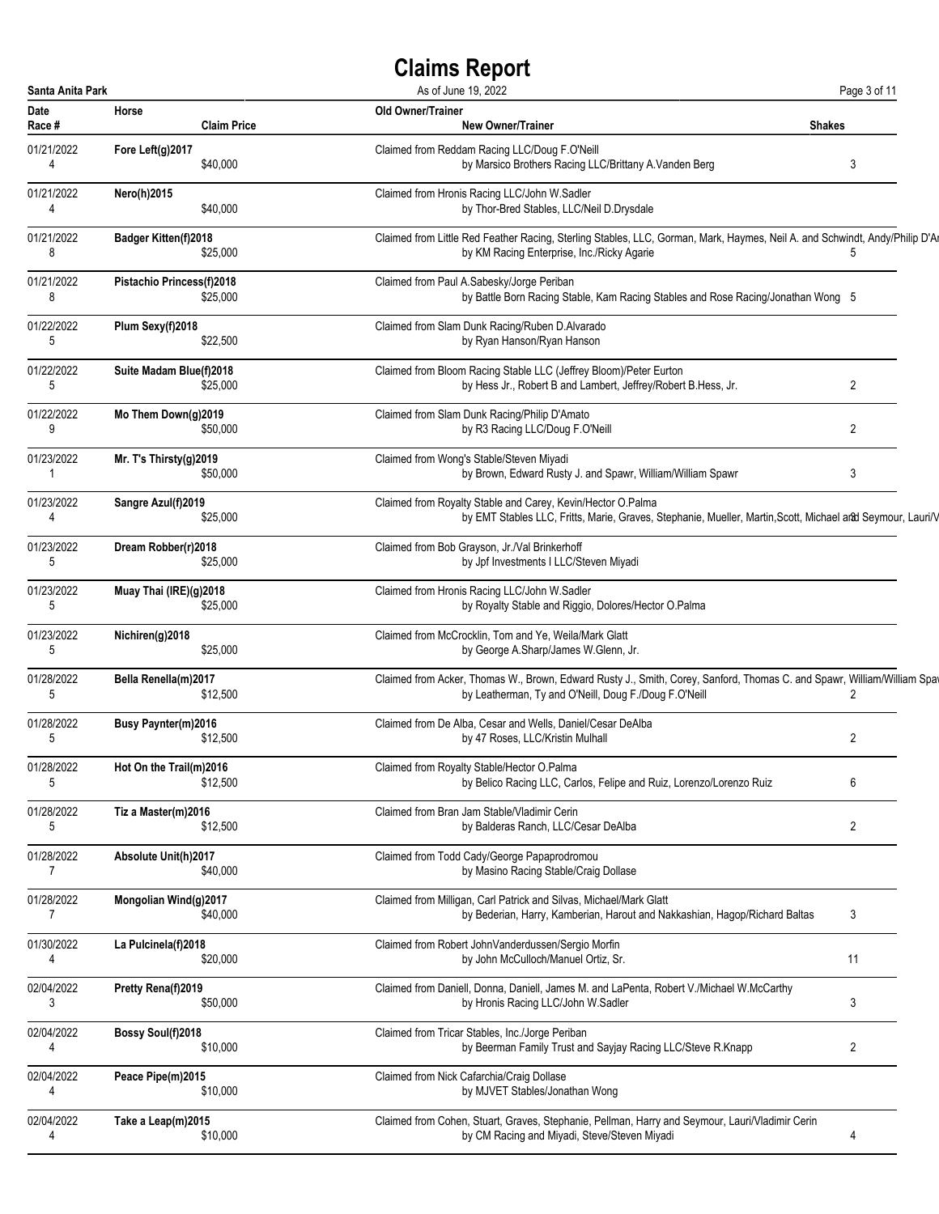# Claims Report

**Santa Anita Park** — As of June 19, 2022

| Date / Race # | Horse / Claim Price | Old Owner/Trainer / New Owner/Trainer | Shakes |
|---|---|---|---|
| 01/21/2022 / 4 | **Fore Left(g)2017** / $40,000 | Claimed from Reddam Racing LLC/Doug F.O'Neill / by Marsico Brothers Racing LLC/Brittany A.Vanden Berg | 3 |
| 01/21/2022 / 4 | **Nero(h)2015** / $40,000 | Claimed from Hronis Racing LLC/John W.Sadler / by Thor-Bred Stables, LLC/Neil D.Drysdale | |
| 01/21/2022 / 8 | **Badger Kitten(f)2018** / $25,000 | Claimed from Little Red Feather Racing, Sterling Stables, LLC, Gorman, Mark, Haymes, Neil A. and Schwindt, Andy/Philip D'Ar / by KM Racing Enterprise, Inc./Ricky Agarie | 5 |
| 01/21/2022 / 8 | **Pistachio Princess(f)2018** / $25,000 | Claimed from Paul A.Sabesky/Jorge Periban / by Battle Born Racing Stable, Kam Racing Stables and Rose Racing/Jonathan Wong | 5 |
| 01/22/2022 / 5 | **Plum Sexy(f)2018** / $22,500 | Claimed from Slam Dunk Racing/Ruben D.Alvarado / by Ryan Hanson/Ryan Hanson | |
| 01/22/2022 / 5 | **Suite Madam Blue(f)2018** / $25,000 | Claimed from Bloom Racing Stable LLC (Jeffrey Bloom)/Peter Eurton / by Hess Jr., Robert B and Lambert, Jeffrey/Robert B.Hess, Jr. | 2 |
| 01/22/2022 / 9 | **Mo Them Down(g)2019** / $50,000 | Claimed from Slam Dunk Racing/Philip D'Amato / by R3 Racing LLC/Doug F.O'Neill | 2 |
| 01/23/2022 / 1 | **Mr. T's Thirsty(g)2019** / $50,000 | Claimed from Wong's Stable/Steven Miyadi / by Brown, Edward Rusty J. and Spawr, William/William Spawr | 3 |
| 01/23/2022 / 4 | **Sangre Azul(f)2019** / $25,000 | Claimed from Royalty Stable and Carey, Kevin/Hector O.Palma / by EMT Stables LLC, Fritts, Marie, Graves, Stephanie, Mueller, Martin,Scott, Michael and Seymour, Lauri/V | 3 |
| 01/23/2022 / 5 | **Dream Robber(r)2018** / $25,000 | Claimed from Bob Grayson, Jr./Val Brinkerhoff / by Jpf Investments I LLC/Steven Miyadi | |
| 01/23/2022 / 5 | **Muay Thai (IRE)(g)2018** / $25,000 | Claimed from Hronis Racing LLC/John W.Sadler / by Royalty Stable and Riggio, Dolores/Hector O.Palma | |
| 01/23/2022 / 5 | **Nichiren(g)2018** / $25,000 | Claimed from McCrocklin, Tom and Ye, Weila/Mark Glatt / by George A.Sharp/James W.Glenn, Jr. | |
| 01/28/2022 / 5 | **Bella Renella(m)2017** / $12,500 | Claimed from Acker, Thomas W., Brown, Edward Rusty J., Smith, Corey, Sanford, Thomas C. and Spawr, William/William Spa / by Leatherman, Ty and O'Neill, Doug F./Doug F.O'Neill | 2 |
| 01/28/2022 / 5 | **Busy Paynter(m)2016** / $12,500 | Claimed from De Alba, Cesar and Wells, Daniel/Cesar DeAlba / by 47 Roses, LLC/Kristin Mulhall | 2 |
| 01/28/2022 / 5 | **Hot On the Trail(m)2016** / $12,500 | Claimed from Royalty Stable/Hector O.Palma / by Belico Racing LLC, Carlos, Felipe and Ruiz, Lorenzo/Lorenzo Ruiz | 6 |
| 01/28/2022 / 5 | **Tiz a Master(m)2016** / $12,500 | Claimed from Bran Jam Stable/Vladimir Cerin / by Balderas Ranch, LLC/Cesar DeAlba | 2 |
| 01/28/2022 / 7 | **Absolute Unit(h)2017** / $40,000 | Claimed from Todd Cady/George Papaprodromou / by Masino Racing Stable/Craig Dollase | |
| 01/28/2022 / 7 | **Mongolian Wind(g)2017** / $40,000 | Claimed from Milligan, Carl Patrick and Silvas, Michael/Mark Glatt / by Bederian, Harry, Kamberian, Harout and Nakkashian, Hagop/Richard Baltas | 3 |
| 01/30/2022 / 4 | **La Pulcinela(f)2018** / $20,000 | Claimed from Robert JohnVanderdussen/Sergio Morfin / by John McCulloch/Manuel Ortiz, Sr. | 11 |
| 02/04/2022 / 3 | **Pretty Rena(f)2019** / $50,000 | Claimed from Daniell, Donna, Daniell, James M. and LaPenta, Robert V./Michael W.McCarthy / by Hronis Racing LLC/John W.Sadler | 3 |
| 02/04/2022 / 4 | **Bossy Soul(f)2018** / $10,000 | Claimed from Tricar Stables, Inc./Jorge Periban / by Beerman Family Trust and Sayjay Racing LLC/Steve R.Knapp | 2 |
| 02/04/2022 / 4 | **Peace Pipe(m)2015** / $10,000 | Claimed from Nick Cafarchia/Craig Dollase / by MJVET Stables/Jonathan Wong | |
| 02/04/2022 / 4 | **Take a Leap(m)2015** / $10,000 | Claimed from Cohen, Stuart, Graves, Stephanie, Pellman, Harry and Seymour, Lauri/Vladimir Cerin / by CM Racing and Miyadi, Steve/Steven Miyadi | 4 |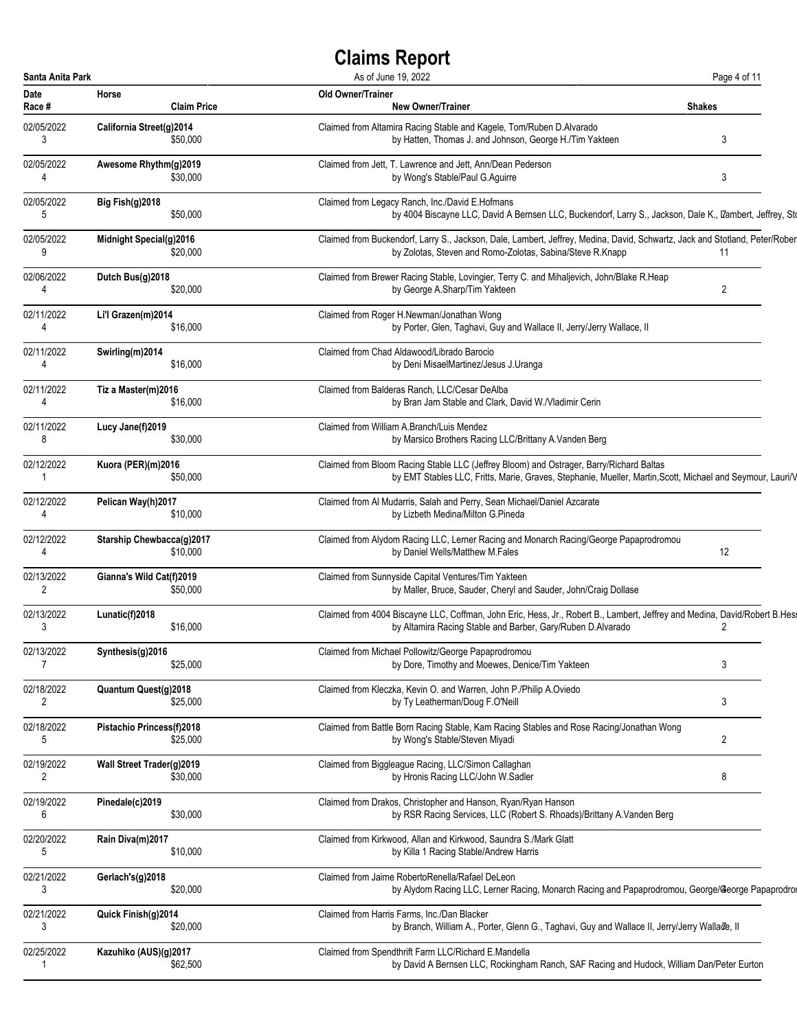# Claims Report

**Santa Anita Park** — As of June 19, 2022

| Date / Race # | Horse / Claim Price | Old Owner/Trainer / New Owner/Trainer | Shakes |
|---|---|---|---|
| 02/05/2022<br>3 | **California Street(g)2014**<br>$50,000 | Claimed from Altamira Racing Stable and Kagele, Tom/Ruben D.Alvarado<br>by Hatten, Thomas J. and Johnson, George H./Tim Yakteen | 3 |
| 02/05/2022<br>4 | **Awesome Rhythm(g)2019**<br>$30,000 | Claimed from Jett, T. Lawrence and Jett, Ann/Dean Pederson<br>by Wong's Stable/Paul G.Aguirre | 3 |
| 02/05/2022<br>5 | **Big Fish(g)2018**<br>$50,000 | Claimed from Legacy Ranch, Inc./David E.Hofmans<br>by 4004 Biscayne LLC, David A Bernsen LLC, Buckendorf, Larry S., Jackson, Dale K., Lambert, Jeffrey, Sto | 7 |
| 02/05/2022<br>9 | **Midnight Special(g)2016**<br>$20,000 | Claimed from Buckendorf, Larry S., Jackson, Dale, Lambert, Jeffrey, Medina, David, Schwartz, Jack and Stotland, Peter/Rober<br>by Zolotas, Steven and Romo-Zolotas, Sabina/Steve R.Knapp | 11 |
| 02/06/2022<br>4 | **Dutch Bus(g)2018**<br>$20,000 | Claimed from Brewer Racing Stable, Lovingier, Terry C. and Mihaljevich, John/Blake R.Heap<br>by George A.Sharp/Tim Yakteen | 2 |
| 02/11/2022<br>4 | **Li'l Grazen(m)2014**<br>$16,000 | Claimed from Roger H.Newman/Jonathan Wong<br>by Porter, Glen, Taghavi, Guy and Wallace II, Jerry/Jerry Wallace, II | |
| 02/11/2022<br>4 | **Swirling(m)2014**<br>$16,000 | Claimed from Chad Aldawood/Librado Barocio<br>by Deni MisaelMartinez/Jesus J.Uranga | |
| 02/11/2022<br>4 | **Tiz a Master(m)2016**<br>$16,000 | Claimed from Balderas Ranch, LLC/Cesar DeAlba<br>by Bran Jam Stable and Clark, David W./Vladimir Cerin | |
| 02/11/2022<br>8 | **Lucy Jane(f)2019**<br>$30,000 | Claimed from William A.Branch/Luis Mendez<br>by Marsico Brothers Racing LLC/Brittany A.Vanden Berg | |
| 02/12/2022<br>1 | **Kuora (PER)(m)2016**<br>$50,000 | Claimed from Bloom Racing Stable LLC (Jeffrey Bloom) and Ostrager, Barry/Richard Baltas<br>by EMT Stables LLC, Fritts, Marie, Graves, Stephanie, Mueller, Martin,Scott, Michael and Seymour, Lauri/V | |
| 02/12/2022<br>4 | **Pelican Way(h)2017**<br>$10,000 | Claimed from Al Mudarris, Salah and Perry, Sean Michael/Daniel Azcarate<br>by Lizbeth Medina/Milton G.Pineda | |
| 02/12/2022<br>4 | **Starship Chewbacca(g)2017**<br>$10,000 | Claimed from Alydom Racing LLC, Lerner Racing and Monarch Racing/George Papaprodromou<br>by Daniel Wells/Matthew M.Fales | 12 |
| 02/13/2022<br>2 | **Gianna's Wild Cat(f)2019**<br>$50,000 | Claimed from Sunnyside Capital Ventures/Tim Yakteen<br>by Maller, Bruce, Sauder, Cheryl and Sauder, John/Craig Dollase | |
| 02/13/2022<br>3 | **Lunatic(f)2018**<br>$16,000 | Claimed from 4004 Biscayne LLC, Coffman, John Eric, Hess, Jr., Robert B., Lambert, Jeffrey and Medina, David/Robert B.Hess<br>by Altamira Racing Stable and Barber, Gary/Ruben D.Alvarado | 2 |
| 02/13/2022<br>7 | **Synthesis(g)2016**<br>$25,000 | Claimed from Michael Pollowitz/George Papaprodromou<br>by Dore, Timothy and Moewes, Denice/Tim Yakteen | 3 |
| 02/18/2022<br>2 | **Quantum Quest(g)2018**<br>$25,000 | Claimed from Kleczka, Kevin O. and Warren, John P./Philip A.Oviedo<br>by Ty Leatherman/Doug F.O'Neill | 3 |
| 02/18/2022<br>5 | **Pistachio Princess(f)2018**<br>$25,000 | Claimed from Battle Born Racing Stable, Kam Racing Stables and Rose Racing/Jonathan Wong<br>by Wong's Stable/Steven Miyadi | 2 |
| 02/19/2022<br>2 | **Wall Street Trader(g)2019**<br>$30,000 | Claimed from Biggleague Racing, LLC/Simon Callaghan<br>by Hronis Racing LLC/John W.Sadler | 8 |
| 02/19/2022<br>6 | **Pinedale(c)2019**<br>$30,000 | Claimed from Drakos, Christopher and Hanson, Ryan/Ryan Hanson<br>by RSR Racing Services, LLC (Robert S. Rhoads)/Brittany A.Vanden Berg | |
| 02/20/2022<br>5 | **Rain Diva(m)2017**<br>$10,000 | Claimed from Kirkwood, Allan and Kirkwood, Saundra S./Mark Glatt<br>by Killa 1 Racing Stable/Andrew Harris | |
| 02/21/2022<br>3 | **Gerlach's(g)2018**<br>$20,000 | Claimed from Jaime RobertoRenella/Rafael DeLeon<br>by Alydom Racing LLC, Lerner Racing, Monarch Racing and Papaprodromou, George/George Papaprodro | 4 |
| 02/21/2022<br>3 | **Quick Finish(g)2014**<br>$20,000 | Claimed from Harris Farms, Inc./Dan Blacker<br>by Branch, William A., Porter, Glenn G., Taghavi, Guy and Wallace II, Jerry/Jerry Wallace, II | 7 |
| 02/25/2022<br>1 | **Kazuhiko (AUS)(g)2017**<br>$62,500 | Claimed from Spendthrift Farm LLC/Richard E.Mandella<br>by David A Bernsen LLC, Rockingham Ranch, SAF Racing and Hudock, William Dan/Peter Eurton | |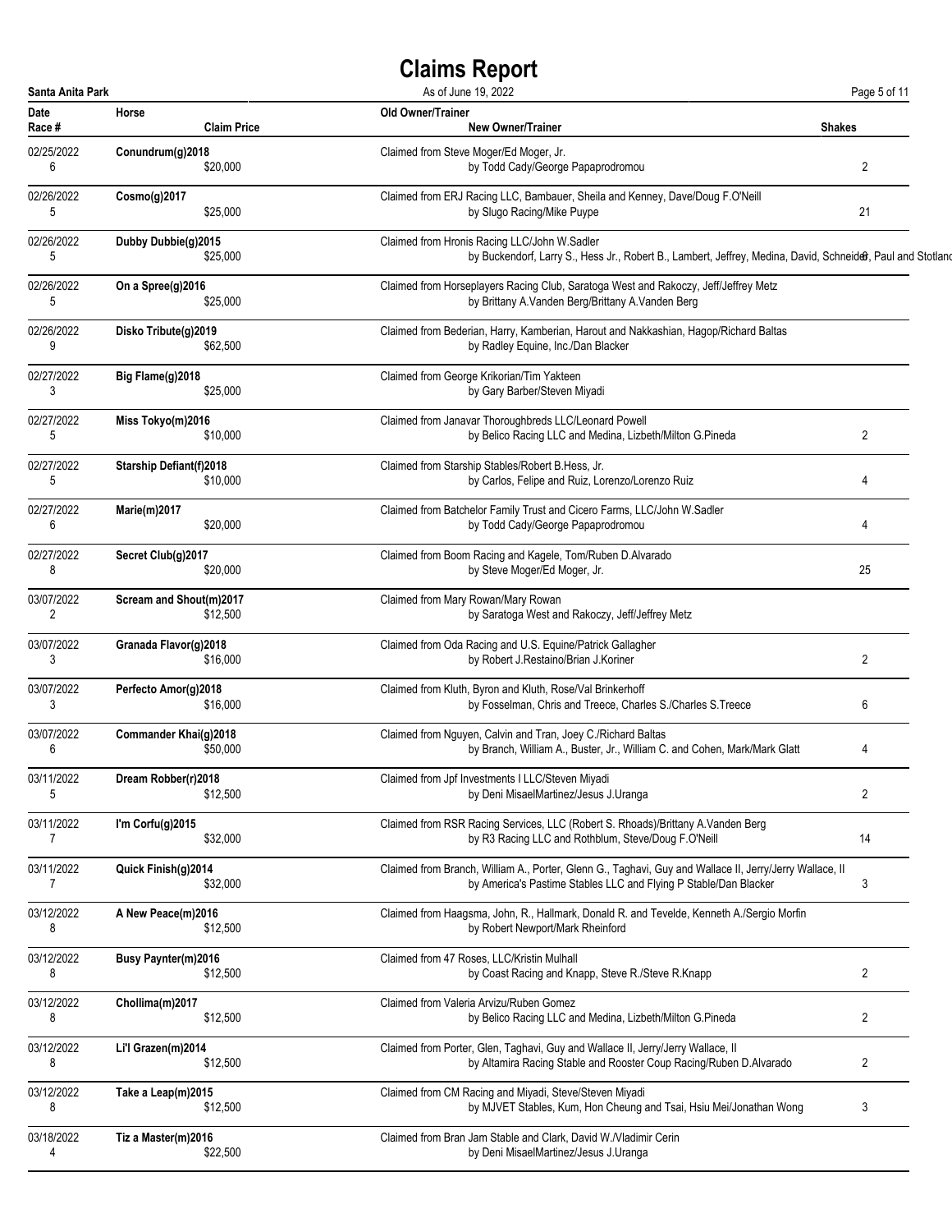# Claims Report

**Santa Anita Park** — As of June 19, 2022

| Date<br>Race # | Horse<br>Claim Price | Old Owner/Trainer<br>New Owner/Trainer | Shakes |
|---|---|---|---|
| 02/25/2022<br>6 | **Conundrum(g)2018**<br>$20,000 | Claimed from Steve Moger/Ed Moger, Jr.<br>by Todd Cady/George Papaprodromou | 2 |
| 02/26/2022<br>5 | **Cosmo(g)2017**<br>$25,000 | Claimed from ERJ Racing LLC, Bambauer, Sheila and Kenney, Dave/Doug F.O'Neill<br>by Slugo Racing/Mike Puype | 21 |
| 02/26/2022<br>5 | **Dubby Dubbie(g)2015**<br>$25,000 | Claimed from Hronis Racing LLC/John W.Sadler<br>by Buckendorf, Larry S., Hess Jr., Robert B., Lambert, Jeffrey, Medina, David, Schneider, Paul and Stotland | 6 |
| 02/26/2022<br>5 | **On a Spree(g)2016**<br>$25,000 | Claimed from Horseplayers Racing Club, Saratoga West and Rakoczy, Jeff/Jeffrey Metz<br>by Brittany A.Vanden Berg/Brittany A.Vanden Berg | |
| 02/26/2022<br>9 | **Disko Tribute(g)2019**<br>$62,500 | Claimed from Bederian, Harry, Kamberian, Harout and Nakkashian, Hagop/Richard Baltas<br>by Radley Equine, Inc./Dan Blacker | |
| 02/27/2022<br>3 | **Big Flame(g)2018**<br>$25,000 | Claimed from George Krikorian/Tim Yakteen<br>by Gary Barber/Steven Miyadi | |
| 02/27/2022<br>5 | **Miss Tokyo(m)2016**<br>$10,000 | Claimed from Janavar Thoroughbreds LLC/Leonard Powell<br>by Belico Racing LLC and Medina, Lizbeth/Milton G.Pineda | 2 |
| 02/27/2022<br>5 | **Starship Defiant(f)2018**<br>$10,000 | Claimed from Starship Stables/Robert B.Hess, Jr.<br>by Carlos, Felipe and Ruiz, Lorenzo/Lorenzo Ruiz | 4 |
| 02/27/2022<br>6 | **Marie(m)2017**<br>$20,000 | Claimed from Batchelor Family Trust and Cicero Farms, LLC/John W.Sadler<br>by Todd Cady/George Papaprodromou | 4 |
| 02/27/2022<br>8 | **Secret Club(g)2017**<br>$20,000 | Claimed from Boom Racing and Kagele, Tom/Ruben D.Alvarado<br>by Steve Moger/Ed Moger, Jr. | 25 |
| 03/07/2022<br>2 | **Scream and Shout(m)2017**<br>$12,500 | Claimed from Mary Rowan/Mary Rowan<br>by Saratoga West and Rakoczy, Jeff/Jeffrey Metz | |
| 03/07/2022<br>3 | **Granada Flavor(g)2018**<br>$16,000 | Claimed from Oda Racing and U.S. Equine/Patrick Gallagher<br>by Robert J.Restaino/Brian J.Koriner | 2 |
| 03/07/2022<br>3 | **Perfecto Amor(g)2018**<br>$16,000 | Claimed from Kluth, Byron and Kluth, Rose/Val Brinkerhoff<br>by Fosselman, Chris and Treece, Charles S./Charles S.Treece | 6 |
| 03/07/2022<br>6 | **Commander Khai(g)2018**<br>$50,000 | Claimed from Nguyen, Calvin and Tran, Joey C./Richard Baltas<br>by Branch, William A., Buster, Jr., William C. and Cohen, Mark/Mark Glatt | 4 |
| 03/11/2022<br>5 | **Dream Robber(r)2018**<br>$12,500 | Claimed from Jpf Investments I LLC/Steven Miyadi<br>by Deni MisaelMartinez/Jesus J.Uranga | 2 |
| 03/11/2022<br>7 | **I'm Corfu(g)2015**<br>$32,000 | Claimed from RSR Racing Services, LLC (Robert S. Rhoads)/Brittany A.Vanden Berg<br>by R3 Racing LLC and Rothblum, Steve/Doug F.O'Neill | 14 |
| 03/11/2022<br>7 | **Quick Finish(g)2014**<br>$32,000 | Claimed from Branch, William A., Porter, Glenn G., Taghavi, Guy and Wallace II, Jerry/Jerry Wallace, II<br>by America's Pastime Stables LLC and Flying P Stable/Dan Blacker | 3 |
| 03/12/2022<br>8 | **A New Peace(m)2016**<br>$12,500 | Claimed from Haagsma, John, R., Hallmark, Donald R. and Tevelde, Kenneth A./Sergio Morfin<br>by Robert Newport/Mark Rheinford | |
| 03/12/2022<br>8 | **Busy Paynter(m)2016**<br>$12,500 | Claimed from 47 Roses, LLC/Kristin Mulhall<br>by Coast Racing and Knapp, Steve R./Steve R.Knapp | 2 |
| 03/12/2022<br>8 | **Chollima(m)2017**<br>$12,500 | Claimed from Valeria Arvizu/Ruben Gomez<br>by Belico Racing LLC and Medina, Lizbeth/Milton G.Pineda | 2 |
| 03/12/2022<br>8 | **Li'l Grazen(m)2014**<br>$12,500 | Claimed from Porter, Glen, Taghavi, Guy and Wallace II, Jerry/Jerry Wallace, II<br>by Altamira Racing Stable and Rooster Coup Racing/Ruben D.Alvarado | 2 |
| 03/12/2022<br>8 | **Take a Leap(m)2015**<br>$12,500 | Claimed from CM Racing and Miyadi, Steve/Steven Miyadi<br>by MJVET Stables, Kum, Hon Cheung and Tsai, Hsiu Mei/Jonathan Wong | 3 |
| 03/18/2022<br>4 | **Tiz a Master(m)2016**<br>$22,500 | Claimed from Bran Jam Stable and Clark, David W./Vladimir Cerin<br>by Deni MisaelMartinez/Jesus J.Uranga | |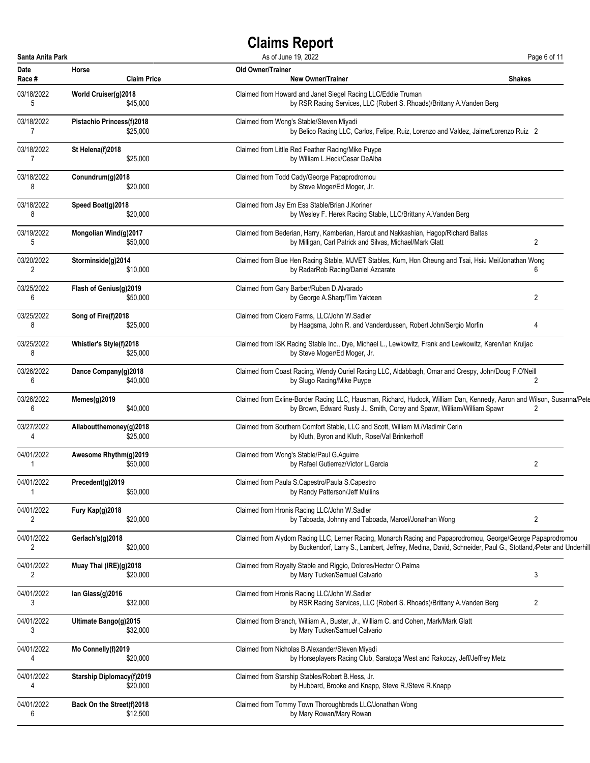# Claims Report

**Santa Anita Park** As of June 19, 2022

| Date / Race # | Horse / Claim Price | Old Owner/Trainer / New Owner/Trainer | Shakes |
|---|---|---|---|
| 03/18/2022<br>5 | **World Cruiser(g)2018**<br>$45,000 | Claimed from Howard and Janet Siegel Racing LLC/Eddie Truman<br>by RSR Racing Services, LLC (Robert S. Rhoads)/Brittany A.Vanden Berg | |
| 03/18/2022<br>7 | **Pistachio Princess(f)2018**<br>$25,000 | Claimed from Wong's Stable/Steven Miyadi<br>by Belico Racing LLC, Carlos, Felipe, Ruiz, Lorenzo and Valdez, Jaime/Lorenzo Ruiz | 2 |
| 03/18/2022<br>7 | **St Helena(f)2018**<br>$25,000 | Claimed from Little Red Feather Racing/Mike Puype<br>by William L.Heck/Cesar DeAlba | |
| 03/18/2022<br>8 | **Conundrum(g)2018**<br>$20,000 | Claimed from Todd Cady/George Papaprodromou<br>by Steve Moger/Ed Moger, Jr. | |
| 03/18/2022<br>8 | **Speed Boat(g)2018**<br>$20,000 | Claimed from Jay Em Ess Stable/Brian J.Koriner<br>by Wesley F. Herek Racing Stable, LLC/Brittany A.Vanden Berg | |
| 03/19/2022<br>5 | **Mongolian Wind(g)2017**<br>$50,000 | Claimed from Bederian, Harry, Kamberian, Harout and Nakkashian, Hagop/Richard Baltas<br>by Milligan, Carl Patrick and Silvas, Michael/Mark Glatt | 2 |
| 03/20/2022<br>2 | **Storminside(g)2014**<br>$10,000 | Claimed from Blue Hen Racing Stable, MJVET Stables, Kum, Hon Cheung and Tsai, Hsiu Mei/Jonathan Wong<br>by RadarRob Racing/Daniel Azcarate | 6 |
| 03/25/2022<br>6 | **Flash of Genius(g)2019**<br>$50,000 | Claimed from Gary Barber/Ruben D.Alvarado<br>by George A.Sharp/Tim Yakteen | 2 |
| 03/25/2022<br>8 | **Song of Fire(f)2018**<br>$25,000 | Claimed from Cicero Farms, LLC/John W.Sadler<br>by Haagsma, John R. and Vanderdussen, Robert John/Sergio Morfin | 4 |
| 03/25/2022<br>8 | **Whistler's Style(f)2018**<br>$25,000 | Claimed from ISK Racing Stable Inc., Dye, Michael L., Lewkowitz, Frank and Lewkowitz, Karen/Ian Kruljac<br>by Steve Moger/Ed Moger, Jr. | |
| 03/26/2022<br>6 | **Dance Company(g)2018**<br>$40,000 | Claimed from Coast Racing, Wendy Ouriel Racing LLC, Aldabbagh, Omar and Crespy, John/Doug F.O'Neill<br>by Slugo Racing/Mike Puype | 2 |
| 03/26/2022<br>6 | **Memes(g)2019**<br>$40,000 | Claimed from Exline-Border Racing LLC, Hausman, Richard, Hudock, William Dan, Kennedy, Aaron and Wilson, Susanna/Pete<br>by Brown, Edward Rusty J., Smith, Corey and Spawr, William/William Spawr | 2 |
| 03/27/2022<br>4 | **Allaboutthemoney(g)2018**<br>$25,000 | Claimed from Southern Comfort Stable, LLC and Scott, William M./Vladimir Cerin<br>by Kluth, Byron and Kluth, Rose/Val Brinkerhoff | |
| 04/01/2022<br>1 | **Awesome Rhythm(g)2019**<br>$50,000 | Claimed from Wong's Stable/Paul G.Aguirre<br>by Rafael Gutierrez/Victor L.Garcia | 2 |
| 04/01/2022<br>1 | **Precedent(g)2019**<br>$50,000 | Claimed from Paula S.Capestro/Paula S.Capestro<br>by Randy Patterson/Jeff Mullins | |
| 04/01/2022<br>2 | **Fury Kap(g)2018**<br>$20,000 | Claimed from Hronis Racing LLC/John W.Sadler<br>by Taboada, Johnny and Taboada, Marcel/Jonathan Wong | 2 |
| 04/01/2022<br>2 | **Gerlach's(g)2018**<br>$20,000 | Claimed from Alydom Racing LLC, Lerner Racing, Monarch Racing and Papaprodromou, George/George Papaprodromou<br>by Buckendorf, Larry S., Lambert, Jeffrey, Medina, David, Schneider, Paul G., Stotland, Peter and Underhill | 4 |
| 04/01/2022<br>2 | **Muay Thai (IRE)(g)2018**<br>$20,000 | Claimed from Royalty Stable and Riggio, Dolores/Hector O.Palma<br>by Mary Tucker/Samuel Calvario | 3 |
| 04/01/2022<br>3 | **Ian Glass(g)2016**<br>$32,000 | Claimed from Hronis Racing LLC/John W.Sadler<br>by RSR Racing Services, LLC (Robert S. Rhoads)/Brittany A.Vanden Berg | 2 |
| 04/01/2022<br>3 | **Ultimate Bango(g)2015**<br>$32,000 | Claimed from Branch, William A., Buster, Jr., William C. and Cohen, Mark/Mark Glatt<br>by Mary Tucker/Samuel Calvario | |
| 04/01/2022<br>4 | **Mo Connelly(f)2019**<br>$20,000 | Claimed from Nicholas B.Alexander/Steven Miyadi<br>by Horseplayers Racing Club, Saratoga West and Rakoczy, Jeff/Jeffrey Metz | |
| 04/01/2022<br>4 | **Starship Diplomacy(f)2019**<br>$20,000 | Claimed from Starship Stables/Robert B.Hess, Jr.<br>by Hubbard, Brooke and Knapp, Steve R./Steve R.Knapp | |
| 04/01/2022<br>6 | **Back On the Street(f)2018**<br>$12,500 | Claimed from Tommy Town Thoroughbreds LLC/Jonathan Wong<br>by Mary Rowan/Mary Rowan | |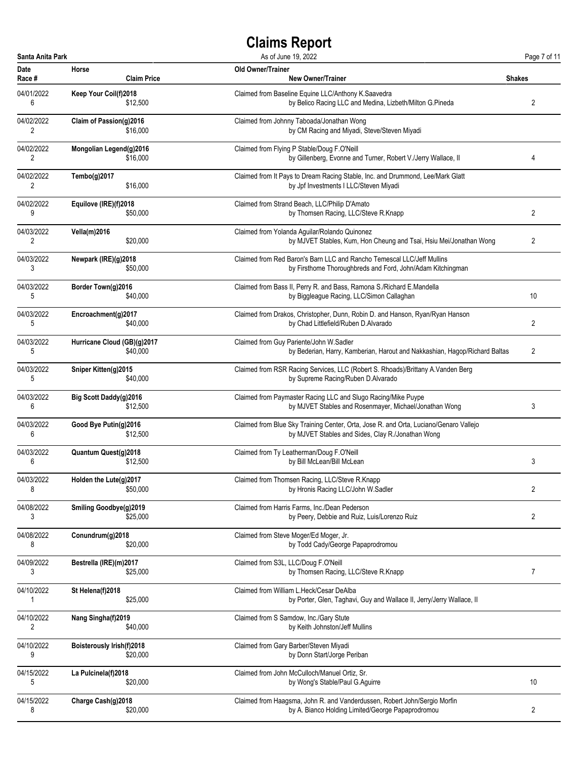# Claims Report

**Santa Anita Park** — As of June 19, 2022

| Date / Race # | Horse / Claim Price | Old Owner/Trainer / New Owner/Trainer | Shakes |
|---|---|---|---|
| 04/01/2022<br>6 | **Keep Your Coil(f)2018**<br>$12,500 | Claimed from Baseline Equine LLC/Anthony K.Saavedra<br>by Belico Racing LLC and Medina, Lizbeth/Milton G.Pineda | 2 |
| 04/02/2022<br>2 | **Claim of Passion(g)2016**<br>$16,000 | Claimed from Johnny Taboada/Jonathan Wong<br>by CM Racing and Miyadi, Steve/Steven Miyadi | |
| 04/02/2022<br>2 | **Mongolian Legend(g)2016**<br>$16,000 | Claimed from Flying P Stable/Doug F.O'Neill<br>by Gillenberg, Evonne and Turner, Robert V./Jerry Wallace, II | 4 |
| 04/02/2022<br>2 | **Tembo(g)2017**<br>$16,000 | Claimed from It Pays to Dream Racing Stable, Inc. and Drummond, Lee/Mark Glatt<br>by Jpf Investments I LLC/Steven Miyadi | |
| 04/02/2022<br>9 | **Equilove (IRE)(f)2018**<br>$50,000 | Claimed from Strand Beach, LLC/Philip D'Amato<br>by Thomsen Racing, LLC/Steve R.Knapp | 2 |
| 04/03/2022<br>2 | **Vella(m)2016**<br>$20,000 | Claimed from Yolanda Aguilar/Rolando Quinonez<br>by MJVET Stables, Kum, Hon Cheung and Tsai, Hsiu Mei/Jonathan Wong | 2 |
| 04/03/2022<br>3 | **Newpark (IRE)(g)2018**<br>$50,000 | Claimed from Red Baron's Barn LLC and Rancho Temescal LLC/Jeff Mullins<br>by Firsthome Thoroughbreds and Ford, John/Adam Kitchingman | |
| 04/03/2022<br>5 | **Border Town(g)2016**<br>$40,000 | Claimed from Bass II, Perry R. and Bass, Ramona S./Richard E.Mandella<br>by Biggleague Racing, LLC/Simon Callaghan | 10 |
| 04/03/2022<br>5 | **Encroachment(g)2017**<br>$40,000 | Claimed from Drakos, Christopher, Dunn, Robin D. and Hanson, Ryan/Ryan Hanson<br>by Chad Littlefield/Ruben D.Alvarado | 2 |
| 04/03/2022<br>5 | **Hurricane Cloud (GB)(g)2017**<br>$40,000 | Claimed from Guy Pariente/John W.Sadler<br>by Bederian, Harry, Kamberian, Harout and Nakkashian, Hagop/Richard Baltas | 2 |
| 04/03/2022<br>5 | **Sniper Kitten(g)2015**<br>$40,000 | Claimed from RSR Racing Services, LLC (Robert S. Rhoads)/Brittany A.Vanden Berg<br>by Supreme Racing/Ruben D.Alvarado | |
| 04/03/2022<br>6 | **Big Scott Daddy(g)2016**<br>$12,500 | Claimed from Paymaster Racing LLC and Slugo Racing/Mike Puype<br>by MJVET Stables and Rosenmayer, Michael/Jonathan Wong | 3 |
| 04/03/2022<br>6 | **Good Bye Putin(g)2016**<br>$12,500 | Claimed from Blue Sky Training Center, Orta, Jose R. and Orta, Luciano/Genaro Vallejo<br>by MJVET Stables and Sides, Clay R./Jonathan Wong | |
| 04/03/2022<br>6 | **Quantum Quest(g)2018**<br>$12,500 | Claimed from Ty Leatherman/Doug F.O'Neill<br>by Bill McLean/Bill McLean | 3 |
| 04/03/2022<br>8 | **Holden the Lute(g)2017**<br>$50,000 | Claimed from Thomsen Racing, LLC/Steve R.Knapp<br>by Hronis Racing LLC/John W.Sadler | 2 |
| 04/08/2022<br>3 | **Smiling Goodbye(g)2019**<br>$25,000 | Claimed from Harris Farms, Inc./Dean Pederson<br>by Peery, Debbie and Ruiz, Luis/Lorenzo Ruiz | 2 |
| 04/08/2022<br>8 | **Conundrum(g)2018**<br>$20,000 | Claimed from Steve Moger/Ed Moger, Jr.<br>by Todd Cady/George Papaprodromou | |
| 04/09/2022<br>3 | **Bestrella (IRE)(m)2017**<br>$25,000 | Claimed from S3L, LLC/Doug F.O'Neill<br>by Thomsen Racing, LLC/Steve R.Knapp | 7 |
| 04/10/2022<br>1 | **St Helena(f)2018**<br>$25,000 | Claimed from William L.Heck/Cesar DeAlba<br>by Porter, Glen, Taghavi, Guy and Wallace II, Jerry/Jerry Wallace, II | |
| 04/10/2022<br>2 | **Nang Singha(f)2019**<br>$40,000 | Claimed from S Samdow, Inc./Gary Stute<br>by Keith Johnston/Jeff Mullins | |
| 04/10/2022<br>9 | **Boisterously Irish(f)2018**<br>$20,000 | Claimed from Gary Barber/Steven Miyadi<br>by Donn Start/Jorge Periban | |
| 04/15/2022<br>5 | **La Pulcinela(f)2018**<br>$20,000 | Claimed from John McCulloch/Manuel Ortiz, Sr.<br>by Wong's Stable/Paul G.Aguirre | 10 |
| 04/15/2022<br>8 | **Charge Cash(g)2018**<br>$20,000 | Claimed from Haagsma, John R. and Vanderdussen, Robert John/Sergio Morfin<br>by A. Bianco Holding Limited/George Papaprodromou | 2 |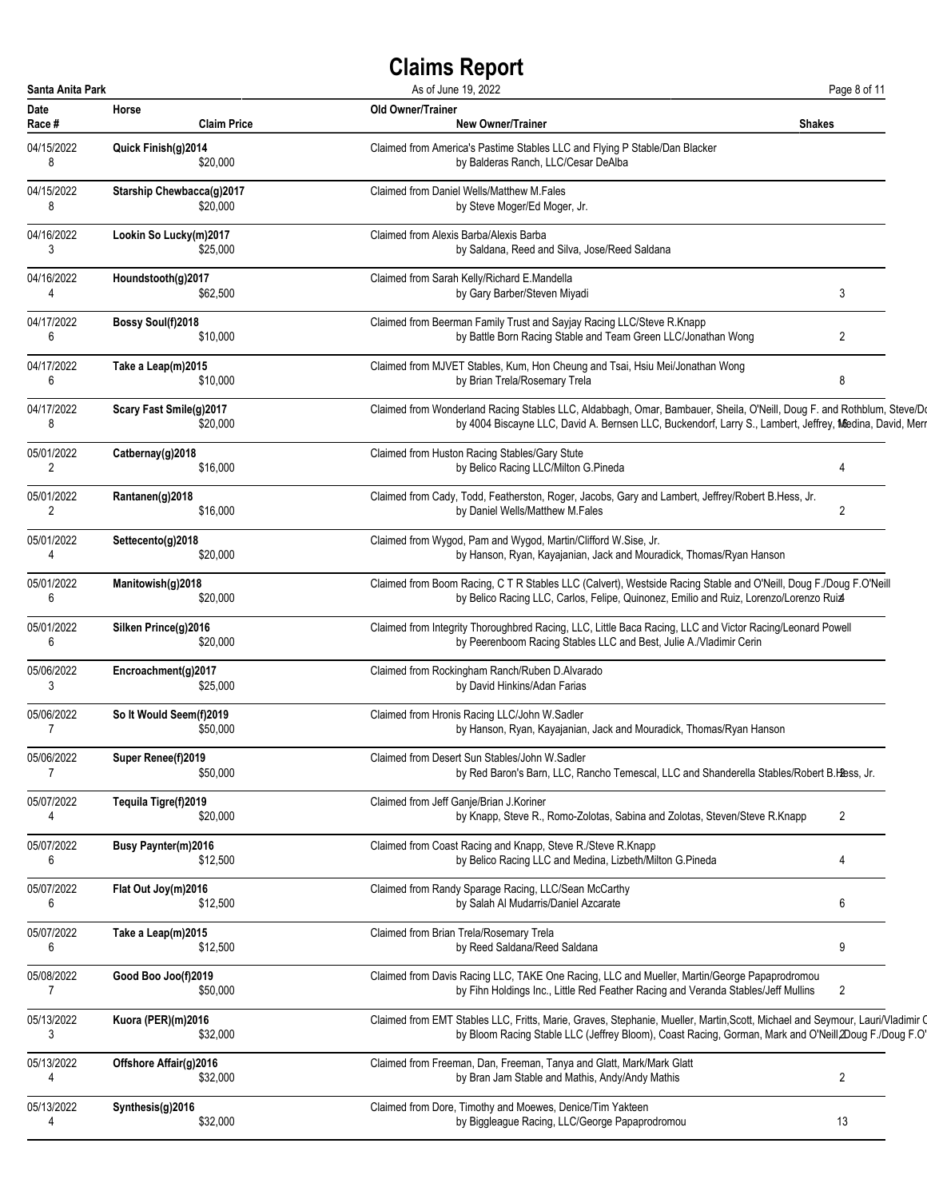# Claims Report

Santa Anita Park — As of June 19, 2022

| Date / Race # | Horse / Claim Price | Old Owner/Trainer / New Owner/Trainer | Shakes |
|---|---|---|---|
| 04/15/2022 / 8 | **Quick Finish(g)2014** / $20,000 | Claimed from America's Pastime Stables LLC and Flying P Stable/Dan Blacker / by Balderas Ranch, LLC/Cesar DeAlba | |
| 04/15/2022 / 8 | **Starship Chewbacca(g)2017** / $20,000 | Claimed from Daniel Wells/Matthew M.Fales / by Steve Moger/Ed Moger, Jr. | |
| 04/16/2022 / 3 | **Lookin So Lucky(m)2017** / $25,000 | Claimed from Alexis Barba/Alexis Barba / by Saldana, Reed and Silva, Jose/Reed Saldana | |
| 04/16/2022 / 4 | **Houndstooth(g)2017** / $62,500 | Claimed from Sarah Kelly/Richard E.Mandella / by Gary Barber/Steven Miyadi | 3 |
| 04/17/2022 / 6 | **Bossy Soul(f)2018** / $10,000 | Claimed from Beerman Family Trust and Sayjay Racing LLC/Steve R.Knapp / by Battle Born Racing Stable and Team Green LLC/Jonathan Wong | 2 |
| 04/17/2022 / 6 | **Take a Leap(m)2015** / $10,000 | Claimed from MJVET Stables, Kum, Hon Cheung and Tsai, Hsiu Mei/Jonathan Wong / by Brian Trela/Rosemary Trela | 8 |
| 04/17/2022 / 8 | **Scary Fast Smile(g)2017** / $20,000 | Claimed from Wonderland Racing Stables LLC, Aldabbagh, Omar, Bambauer, Sheila, O'Neill, Doug F. and Rothblum, Steve/Do / by 4004 Biscayne LLC, David A. Bernsen LLC, Buckendorf, Larry S., Lambert, Jeffrey, Medina, David, Merr | 16 |
| 05/01/2022 / 2 | **Catbernay(g)2018** / $16,000 | Claimed from Huston Racing Stables/Gary Stute / by Belico Racing LLC/Milton G.Pineda | 4 |
| 05/01/2022 / 2 | **Rantanen(g)2018** / $16,000 | Claimed from Cady, Todd, Featherston, Roger, Jacobs, Gary and Lambert, Jeffrey/Robert B.Hess, Jr. / by Daniel Wells/Matthew M.Fales | 2 |
| 05/01/2022 / 4 | **Settecento(g)2018** / $20,000 | Claimed from Wygod, Pam and Wygod, Martin/Clifford W.Sise, Jr. / by Hanson, Ryan, Kayajanian, Jack and Mouradick, Thomas/Ryan Hanson | |
| 05/01/2022 / 6 | **Manitowish(g)2018** / $20,000 | Claimed from Boom Racing, C T R Stables LLC (Calvert), Westside Racing Stable and O'Neill, Doug F./Doug F.O'Neill / by Belico Racing LLC, Carlos, Felipe, Quinonez, Emilio and Ruiz, Lorenzo/Lorenzo Ruiz | 4 |
| 05/01/2022 / 6 | **Silken Prince(g)2016** / $20,000 | Claimed from Integrity Thoroughbred Racing, LLC, Little Baca Racing, LLC and Victor Racing/Leonard Powell / by Peerenboom Racing Stables LLC and Best, Julie A./Vladimir Cerin | |
| 05/06/2022 / 3 | **Encroachment(g)2017** / $25,000 | Claimed from Rockingham Ranch/Ruben D.Alvarado / by David Hinkins/Adan Farias | |
| 05/06/2022 / 7 | **So It Would Seem(f)2019** / $50,000 | Claimed from Hronis Racing LLC/John W.Sadler / by Hanson, Ryan, Kayajanian, Jack and Mouradick, Thomas/Ryan Hanson | |
| 05/06/2022 / 7 | **Super Renee(f)2019** / $50,000 | Claimed from Desert Sun Stables/John W.Sadler / by Red Baron's Barn, LLC, Rancho Temescal, LLC and Shanderella Stables/Robert B.Hess, Jr. | 2 |
| 05/07/2022 / 4 | **Tequila Tigre(f)2019** / $20,000 | Claimed from Jeff Ganje/Brian J.Koriner / by Knapp, Steve R., Romo-Zolotas, Sabina and Zolotas, Steven/Steve R.Knapp | 2 |
| 05/07/2022 / 6 | **Busy Paynter(m)2016** / $12,500 | Claimed from Coast Racing and Knapp, Steve R./Steve R.Knapp / by Belico Racing LLC and Medina, Lizbeth/Milton G.Pineda | 4 |
| 05/07/2022 / 6 | **Flat Out Joy(m)2016** / $12,500 | Claimed from Randy Sparage Racing, LLC/Sean McCarthy / by Salah Al Mudarris/Daniel Azcarate | 6 |
| 05/07/2022 / 6 | **Take a Leap(m)2015** / $12,500 | Claimed from Brian Trela/Rosemary Trela / by Reed Saldana/Reed Saldana | 9 |
| 05/08/2022 / 7 | **Good Boo Joo(f)2019** / $50,000 | Claimed from Davis Racing LLC, TAKE One Racing, LLC and Mueller, Martin/George Papaprodromou / by Fihn Holdings Inc., Little Red Feather Racing and Veranda Stables/Jeff Mullins | 2 |
| 05/13/2022 / 3 | **Kuora (PER)(m)2016** / $32,000 | Claimed from EMT Stables LLC, Fritts, Marie, Graves, Stephanie, Mueller, Martin,Scott, Michael and Seymour, Lauri/Vladimir C / by Bloom Racing Stable LLC (Jeffrey Bloom), Coast Racing, Gorman, Mark and O'Neill, Doug F./Doug F.O' | 2 |
| 05/13/2022 / 4 | **Offshore Affair(g)2016** / $32,000 | Claimed from Freeman, Dan, Freeman, Tanya and Glatt, Mark/Mark Glatt / by Bran Jam Stable and Mathis, Andy/Andy Mathis | 2 |
| 05/13/2022 / 4 | **Synthesis(g)2016** / $32,000 | Claimed from Dore, Timothy and Moewes, Denice/Tim Yakteen / by Biggleague Racing, LLC/George Papaprodromou | 13 |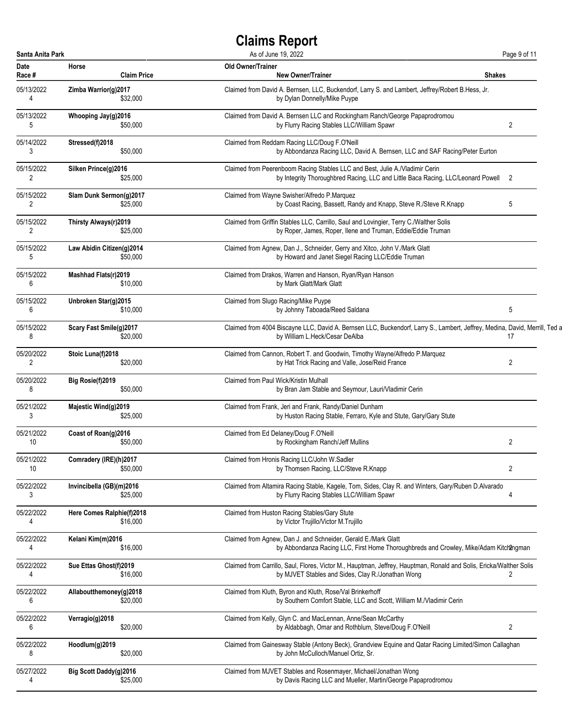# Claims Report

**Santa Anita Park** — As of June 19, 2022

| Date / Race # | Horse / Claim Price | Old Owner/Trainer / New Owner/Trainer | Shakes |
|---|---|---|---|
| 05/13/2022<br>4 | **Zimba Warrior(g)2017**<br>$32,000 | Claimed from David A. Bernsen, LLC, Buckendorf, Larry S. and Lambert, Jeffrey/Robert B.Hess, Jr.<br>by Dylan Donnelly/Mike Puype | |
| 05/13/2022<br>5 | **Whooping Jay(g)2016**<br>$50,000 | Claimed from David A. Bernsen LLC and Rockingham Ranch/George Papaprodromou<br>by Flurry Racing Stables LLC/William Spawr | 2 |
| 05/14/2022<br>3 | **Stressed(f)2018**<br>$50,000 | Claimed from Reddam Racing LLC/Doug F.O'Neill<br>by Abbondanza Racing LLC, David A. Bernsen, LLC and SAF Racing/Peter Eurton | |
| 05/15/2022<br>2 | **Silken Prince(g)2016**<br>$25,000 | Claimed from Peerenboom Racing Stables LLC and Best, Julie A./Vladimir Cerin<br>by Integrity Thoroughbred Racing, LLC and Little Baca Racing, LLC/Leonard Powell | 2 |
| 05/15/2022<br>2 | **Slam Dunk Sermon(g)2017**<br>$25,000 | Claimed from Wayne Swisher/Alfredo P.Marquez<br>by Coast Racing, Bassett, Randy and Knapp, Steve R./Steve R.Knapp | 5 |
| 05/15/2022<br>2 | **Thirsty Always(r)2019**<br>$25,000 | Claimed from Griffin Stables LLC, Carrillo, Saul and Lovingier, Terry C./Walther Solis<br>by Roper, James, Roper, Ilene and Truman, Eddie/Eddie Truman | |
| 05/15/2022<br>5 | **Law Abidin Citizen(g)2014**<br>$50,000 | Claimed from Agnew, Dan J., Schneider, Gerry and Xitco, John V./Mark Glatt<br>by Howard and Janet Siegel Racing LLC/Eddie Truman | |
| 05/15/2022<br>6 | **Mashhad Flats(r)2019**<br>$10,000 | Claimed from Drakos, Warren and Hanson, Ryan/Ryan Hanson<br>by Mark Glatt/Mark Glatt | |
| 05/15/2022<br>6 | **Unbroken Star(g)2015**<br>$10,000 | Claimed from Slugo Racing/Mike Puype<br>by Johnny Taboada/Reed Saldana | 5 |
| 05/15/2022<br>8 | **Scary Fast Smile(g)2017**<br>$20,000 | Claimed from 4004 Biscayne LLC, David A. Bernsen LLC, Buckendorf, Larry S., Lambert, Jeffrey, Medina, David, Merrill, Ted a<br>by William L.Heck/Cesar DeAlba | 17 |
| 05/20/2022<br>2 | **Stoic Luna(f)2018**<br>$20,000 | Claimed from Cannon, Robert T. and Goodwin, Timothy Wayne/Alfredo P.Marquez<br>by Hat Trick Racing and Valle, Jose/Reid France | 2 |
| 05/20/2022<br>8 | **Big Rosie(f)2019**<br>$50,000 | Claimed from Paul Wick/Kristin Mulhall<br>by Bran Jam Stable and Seymour, Lauri/Vladimir Cerin | |
| 05/21/2022<br>3 | **Majestic Wind(g)2019**<br>$25,000 | Claimed from Frank, Jeri and Frank, Randy/Daniel Dunham<br>by Huston Racing Stable, Ferraro, Kyle and Stute, Gary/Gary Stute | |
| 05/21/2022<br>10 | **Coast of Roan(g)2016**<br>$50,000 | Claimed from Ed Delaney/Doug F.O'Neill<br>by Rockingham Ranch/Jeff Mullins | 2 |
| 05/21/2022<br>10 | **Comradery (IRE)(h)2017**<br>$50,000 | Claimed from Hronis Racing LLC/John W.Sadler<br>by Thomsen Racing, LLC/Steve R.Knapp | 2 |
| 05/22/2022<br>3 | **Invincibella (GB)(m)2016**<br>$25,000 | Claimed from Altamira Racing Stable, Kagele, Tom, Sides, Clay R. and Winters, Gary/Ruben D.Alvarado<br>by Flurry Racing Stables LLC/William Spawr | 4 |
| 05/22/2022<br>4 | **Here Comes Ralphie(f)2018**<br>$16,000 | Claimed from Huston Racing Stables/Gary Stute<br>by Victor Trujillo/Victor M.Trujillo | |
| 05/22/2022<br>4 | **Kelani Kim(m)2016**<br>$16,000 | Claimed from Agnew, Dan J. and Schneider, Gerald E./Mark Glatt<br>by Abbondanza Racing LLC, First Home Thoroughbreds and Crowley, Mike/Adam Kitchingman | 2 |
| 05/22/2022<br>4 | **Sue Ettas Ghost(f)2019**<br>$16,000 | Claimed from Carrillo, Saul, Flores, Victor M., Hauptman, Jeffrey, Hauptman, Ronald and Solis, Ericka/Walther Solis<br>by MJVET Stables and Sides, Clay R./Jonathan Wong | 2 |
| 05/22/2022<br>6 | **Allaboutthemoney(g)2018**<br>$20,000 | Claimed from Kluth, Byron and Kluth, Rose/Val Brinkerhoff<br>by Southern Comfort Stable, LLC and Scott, William M./Vladimir Cerin | |
| 05/22/2022<br>6 | **Verragio(g)2018**<br>$20,000 | Claimed from Kelly, Glyn C. and MacLennan, Anne/Sean McCarthy<br>by Aldabbagh, Omar and Rothblum, Steve/Doug F.O'Neill | 2 |
| 05/22/2022<br>8 | **Hoodlum(g)2019**<br>$20,000 | Claimed from Gainesway Stable (Antony Beck), Grandview Equine and Qatar Racing Limited/Simon Callaghan<br>by John McCulloch/Manuel Ortiz, Sr. | |
| 05/27/2022<br>4 | **Big Scott Daddy(g)2016**<br>$25,000 | Claimed from MJVET Stables and Rosenmayer, Michael/Jonathan Wong<br>by Davis Racing LLC and Mueller, Martin/George Papaprodromou | |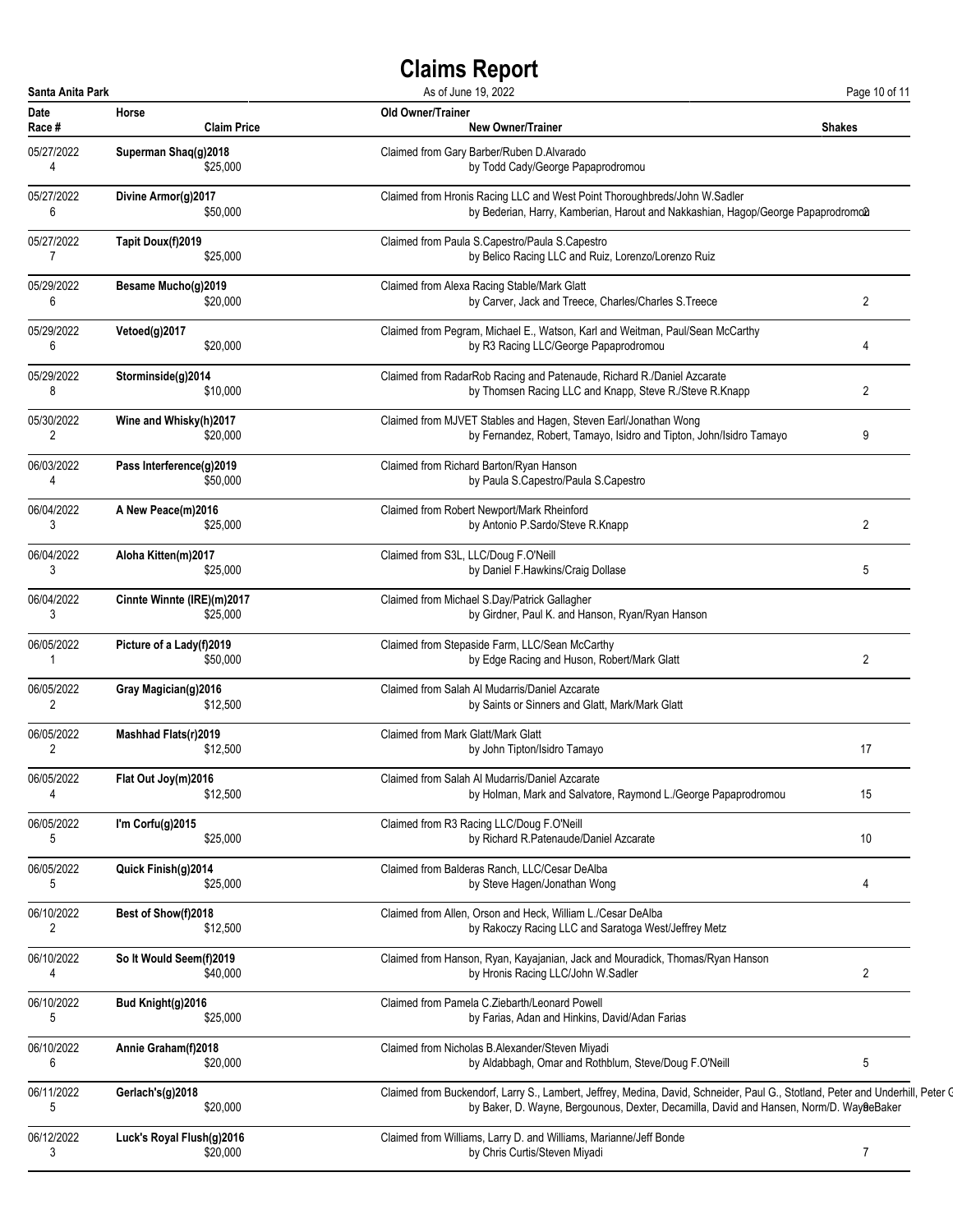# Claims Report

**Santa Anita Park** — As of June 19, 2022

| Date / Race # | Horse / Claim Price | Old Owner/Trainer / New Owner/Trainer | Shakes |
|---|---|---|---|
| 05/27/2022 / 4 | **Superman Shaq(g)2018** / $25,000 | Claimed from Gary Barber/Ruben D.Alvarado / by Todd Cady/George Papaprodromou | |
| 05/27/2022 / 6 | **Divine Armor(g)2017** / $50,000 | Claimed from Hronis Racing LLC and West Point Thoroughbreds/John W.Sadler / by Bederian, Harry, Kamberian, Harout and Nakkashian, Hagop/George Papaprodromou | 2 |
| 05/27/2022 / 7 | **Tapit Doux(f)2019** / $25,000 | Claimed from Paula S.Capestro/Paula S.Capestro / by Belico Racing LLC and Ruiz, Lorenzo/Lorenzo Ruiz | |
| 05/29/2022 / 6 | **Besame Mucho(g)2019** / $20,000 | Claimed from Alexa Racing Stable/Mark Glatt / by Carver, Jack and Treece, Charles/Charles S.Treece | 2 |
| 05/29/2022 / 6 | **Vetoed(g)2017** / $20,000 | Claimed from Pegram, Michael E., Watson, Karl and Weitman, Paul/Sean McCarthy / by R3 Racing LLC/George Papaprodromou | 4 |
| 05/29/2022 / 8 | **Storminside(g)2014** / $10,000 | Claimed from RadarRob Racing and Patenaude, Richard R./Daniel Azcarate / by Thomsen Racing LLC and Knapp, Steve R./Steve R.Knapp | 2 |
| 05/30/2022 / 2 | **Wine and Whisky(h)2017** / $20,000 | Claimed from MJVET Stables and Hagen, Steven Earl/Jonathan Wong / by Fernandez, Robert, Tamayo, Isidro and Tipton, John/Isidro Tamayo | 9 |
| 06/03/2022 / 4 | **Pass Interference(g)2019** / $50,000 | Claimed from Richard Barton/Ryan Hanson / by Paula S.Capestro/Paula S.Capestro | |
| 06/04/2022 / 3 | **A New Peace(m)2016** / $25,000 | Claimed from Robert Newport/Mark Rheinford / by Antonio P.Sardo/Steve R.Knapp | 2 |
| 06/04/2022 / 3 | **Aloha Kitten(m)2017** / $25,000 | Claimed from S3L, LLC/Doug F.O'Neill / by Daniel F.Hawkins/Craig Dollase | 5 |
| 06/04/2022 / 3 | **Cinnte Winnte (IRE)(m)2017** / $25,000 | Claimed from Michael S.Day/Patrick Gallagher / by Girdner, Paul K. and Hanson, Ryan/Ryan Hanson | |
| 06/05/2022 / 1 | **Picture of a Lady(f)2019** / $50,000 | Claimed from Stepaside Farm, LLC/Sean McCarthy / by Edge Racing and Huson, Robert/Mark Glatt | 2 |
| 06/05/2022 / 2 | **Gray Magician(g)2016** / $12,500 | Claimed from Salah Al Mudarris/Daniel Azcarate / by Saints or Sinners and Glatt, Mark/Mark Glatt | |
| 06/05/2022 / 2 | **Mashhad Flats(r)2019** / $12,500 | Claimed from Mark Glatt/Mark Glatt / by John Tipton/Isidro Tamayo | 17 |
| 06/05/2022 / 4 | **Flat Out Joy(m)2016** / $12,500 | Claimed from Salah Al Mudarris/Daniel Azcarate / by Holman, Mark and Salvatore, Raymond L./George Papaprodromou | 15 |
| 06/05/2022 / 5 | **I'm Corfu(g)2015** / $25,000 | Claimed from R3 Racing LLC/Doug F.O'Neill / by Richard R.Patenaude/Daniel Azcarate | 10 |
| 06/05/2022 / 5 | **Quick Finish(g)2014** / $25,000 | Claimed from Balderas Ranch, LLC/Cesar DeAlba / by Steve Hagen/Jonathan Wong | 4 |
| 06/10/2022 / 2 | **Best of Show(f)2018** / $12,500 | Claimed from Allen, Orson and Heck, William L./Cesar DeAlba / by Rakoczy Racing LLC and Saratoga West/Jeffrey Metz | |
| 06/10/2022 / 4 | **So It Would Seem(f)2019** / $40,000 | Claimed from Hanson, Ryan, Kayajanian, Jack and Mouradick, Thomas/Ryan Hanson / by Hronis Racing LLC/John W.Sadler | 2 |
| 06/10/2022 / 5 | **Bud Knight(g)2016** / $25,000 | Claimed from Pamela C.Ziebarth/Leonard Powell / by Farias, Adan and Hinkins, David/Adan Farias | |
| 06/10/2022 / 6 | **Annie Graham(f)2018** / $20,000 | Claimed from Nicholas B.Alexander/Steven Miyadi / by Aldabbagh, Omar and Rothblum, Steve/Doug F.O'Neill | 5 |
| 06/11/2022 / 5 | **Gerlach's(g)2018** / $20,000 | Claimed from Buckendorf, Larry S., Lambert, Jeffrey, Medina, David, Schneider, Paul G., Stotland, Peter and Underhill, Peter G / by Baker, D. Wayne, Bergounous, Dexter, Decamilla, David and Hansen, Norm/D. Wayne Baker | 9 |
| 06/12/2022 / 3 | **Luck's Royal Flush(g)2016** / $20,000 | Claimed from Williams, Larry D. and Williams, Marianne/Jeff Bonde / by Chris Curtis/Steven Miyadi | 7 |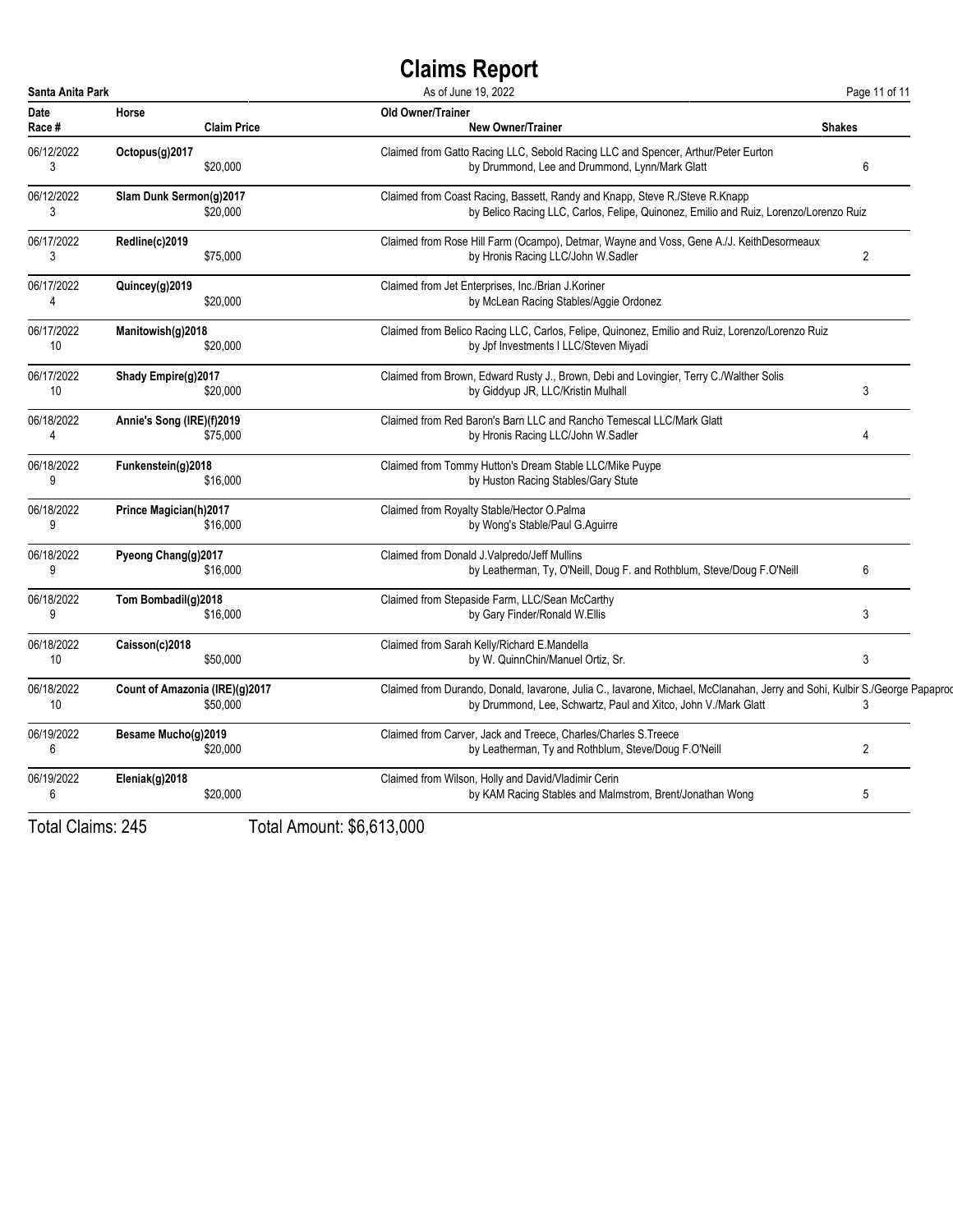# Claims Report

**Santa Anita Park** As of June 19, 2022

| Date<br>Race # | Horse<br>Claim Price | Old Owner/Trainer<br>New Owner/Trainer | Shakes |
|---|---|---|---|
| 06/12/2022<br>3 | **Octopus(g)2017**<br>$20,000 | Claimed from Gatto Racing LLC, Sebold Racing LLC and Spencer, Arthur/Peter Eurton<br>by Drummond, Lee and Drummond, Lynn/Mark Glatt | 6 |
| 06/12/2022<br>3 | **Slam Dunk Sermon(g)2017**<br>$20,000 | Claimed from Coast Racing, Bassett, Randy and Knapp, Steve R./Steve R.Knapp<br>by Belico Racing LLC, Carlos, Felipe, Quinonez, Emilio and Ruiz, Lorenzo/Lorenzo Ruiz | |
| 06/17/2022<br>3 | **Redline(c)2019**<br>$75,000 | Claimed from Rose Hill Farm (Ocampo), Detmar, Wayne and Voss, Gene A./J. KeithDesormeaux<br>by Hronis Racing LLC/John W.Sadler | 2 |
| 06/17/2022<br>4 | **Quincey(g)2019**<br>$20,000 | Claimed from Jet Enterprises, Inc./Brian J.Koriner<br>by McLean Racing Stables/Aggie Ordonez | |
| 06/17/2022<br>10 | **Manitowish(g)2018**<br>$20,000 | Claimed from Belico Racing LLC, Carlos, Felipe, Quinonez, Emilio and Ruiz, Lorenzo/Lorenzo Ruiz<br>by Jpf Investments I LLC/Steven Miyadi | |
| 06/17/2022<br>10 | **Shady Empire(g)2017**<br>$20,000 | Claimed from Brown, Edward Rusty J., Brown, Debi and Lovingier, Terry C./Walther Solis<br>by Giddyup JR, LLC/Kristin Mulhall | 3 |
| 06/18/2022<br>4 | **Annie's Song (IRE)(f)2019**<br>$75,000 | Claimed from Red Baron's Barn LLC and Rancho Temescal LLC/Mark Glatt<br>by Hronis Racing LLC/John W.Sadler | 4 |
| 06/18/2022<br>9 | **Funkenstein(g)2018**<br>$16,000 | Claimed from Tommy Hutton's Dream Stable LLC/Mike Puype<br>by Huston Racing Stables/Gary Stute | |
| 06/18/2022<br>9 | **Prince Magician(h)2017**<br>$16,000 | Claimed from Royalty Stable/Hector O.Palma<br>by Wong's Stable/Paul G.Aguirre | |
| 06/18/2022<br>9 | **Pyeong Chang(g)2017**<br>$16,000 | Claimed from Donald J.Valpredo/Jeff Mullins<br>by Leatherman, Ty, O'Neill, Doug F. and Rothblum, Steve/Doug F.O'Neill | 6 |
| 06/18/2022<br>9 | **Tom Bombadil(g)2018**<br>$16,000 | Claimed from Stepaside Farm, LLC/Sean McCarthy<br>by Gary Finder/Ronald W.Ellis | 3 |
| 06/18/2022<br>10 | **Caisson(c)2018**<br>$50,000 | Claimed from Sarah Kelly/Richard E.Mandella<br>by W. QuinnChin/Manuel Ortiz, Sr. | 3 |
| 06/18/2022<br>10 | **Count of Amazonia (IRE)(g)2017**<br>$50,000 | Claimed from Durando, Donald, Iavarone, Julia C., Iavarone, Michael, McClanahan, Jerry and Sohi, Kulbir S./George Papaproc<br>by Drummond, Lee, Schwartz, Paul and Xitco, John V./Mark Glatt | 3 |
| 06/19/2022<br>6 | **Besame Mucho(g)2019**<br>$20,000 | Claimed from Carver, Jack and Treece, Charles/Charles S.Treece<br>by Leatherman, Ty and Rothblum, Steve/Doug F.O'Neill | 2 |
| 06/19/2022<br>6 | **Eleniak(g)2018**<br>$20,000 | Claimed from Wilson, Holly and David/Vladimir Cerin<br>by KAM Racing Stables and Malmstrom, Brent/Jonathan Wong | 5 |

Total Claims: 245 Total Amount: $6,613,000